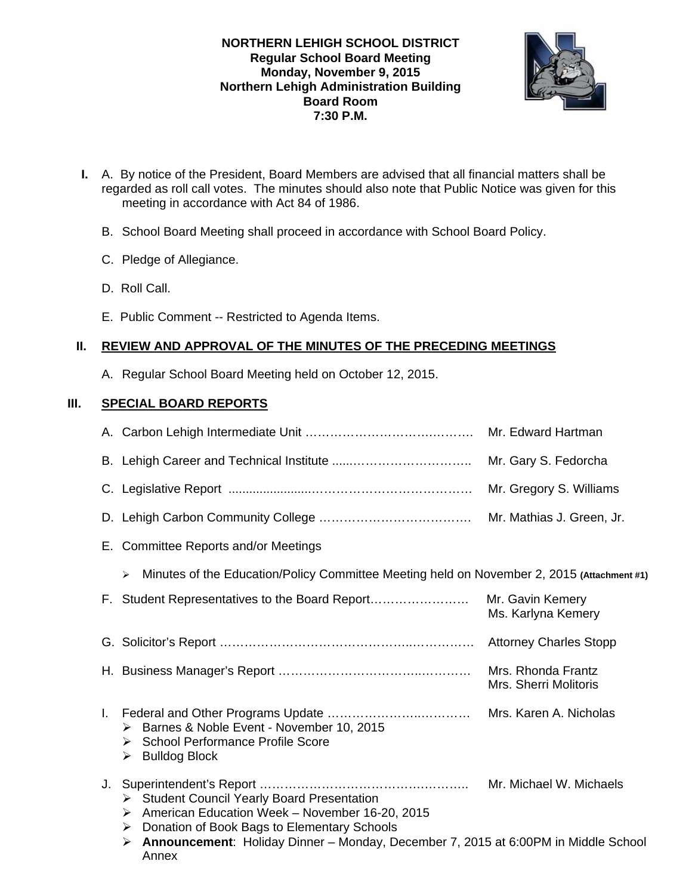**NORTHERN LEHIGH SCHOOL DISTRICT**
**Regular School Board Meeting**
**Monday, November 9, 2015**
**Northern Lehigh Administration Building**
**Board Room**
**7:30 P.M.**

**I.** A. By notice of the President, Board Members are advised that all financial matters shall be regarded as roll call votes. The minutes should also note that Public Notice was given for this meeting in accordance with Act 84 of 1986.

B. School Board Meeting shall proceed in accordance with School Board Policy.

C. Pledge of Allegiance.

D. Roll Call.

E. Public Comment -- Restricted to Agenda Items.

**II. REVIEW AND APPROVAL OF THE MINUTES OF THE PRECEDING MEETINGS**

A. Regular School Board Meeting held on October 12, 2015.

**III. SPECIAL BOARD REPORTS**

A. Carbon Lehigh Intermediate Unit …………………………………. Mr. Edward Hartman

B. Lehigh Career and Technical Institute ......………………………….. Mr. Gary S. Fedorcha

C. Legislative Report .......................………………………………… Mr. Gregory S. Williams

D. Lehigh Carbon Community College ………………………………. Mr. Mathias J. Green, Jr.

E. Committee Reports and/or Meetings

- Minutes of the Education/Policy Committee Meeting held on November 2, 2015 **(Attachment #1)**

F. Student Representatives to the Board Report……………………. Mr. Gavin Kemery, Ms. Karlyna Kemery

G. Solicitor's Report ……………………………………………………. Attorney Charles Stopp

H. Business Manager's Report ………………………………………. Mrs. Rhonda Frantz, Mrs. Sherri Molitoris

I. Federal and Other Programs Update ……………………………… Mrs. Karen A. Nicholas
   - Barnes & Noble Event - November 10, 2015
   - School Performance Profile Score
   - Bulldog Block

J. Superintendent's Report ……………………………………………. Mr. Michael W. Michaels
   - Student Council Yearly Board Presentation
   - American Education Week – November 16-20, 2015
   - Donation of Book Bags to Elementary Schools
   - **Announcement**: Holiday Dinner – Monday, December 7, 2015 at 6:00PM in Middle School Annex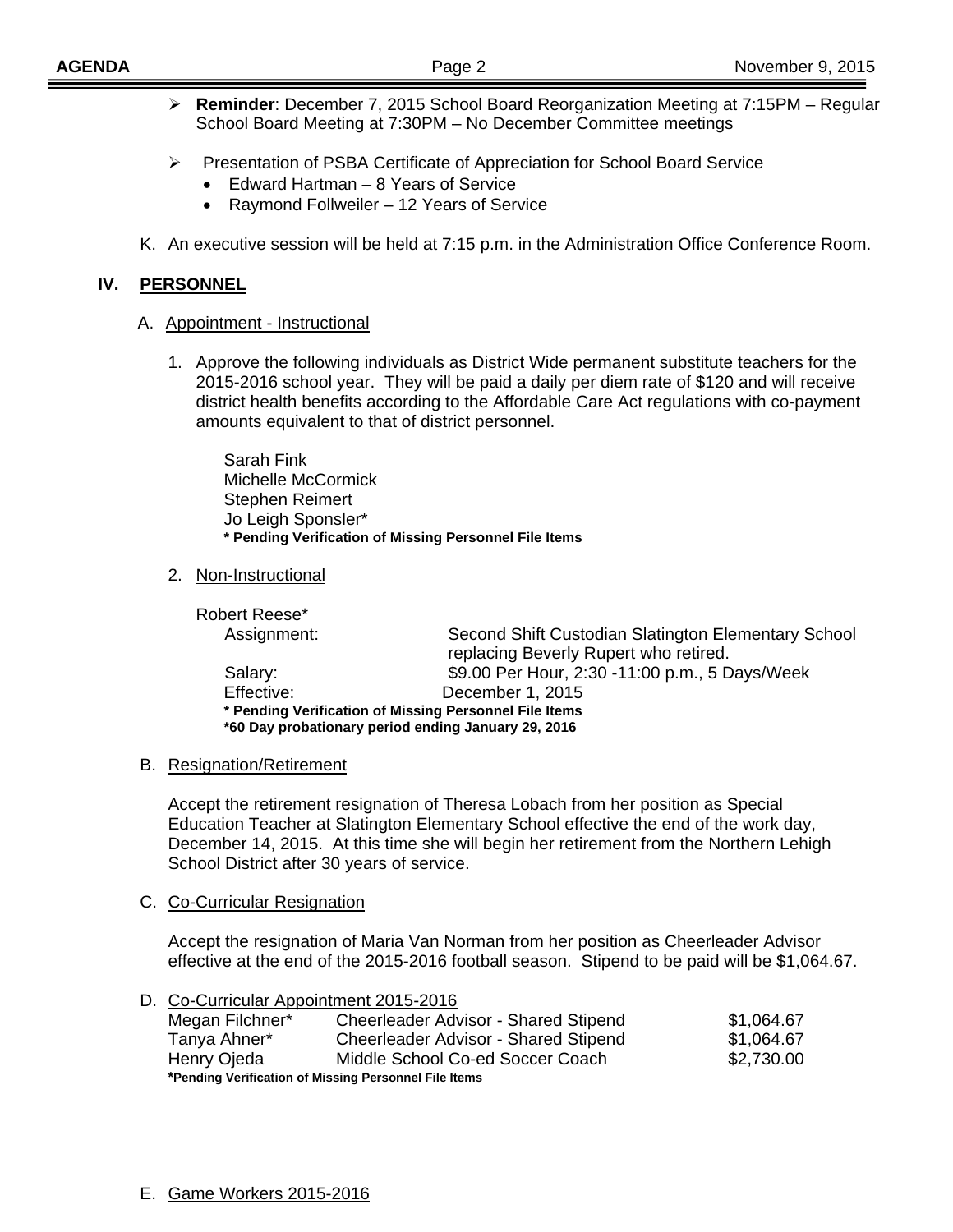- **Reminder**: December 7, 2015 School Board Reorganization Meeting at 7:15PM – Regular School Board Meeting at 7:30PM – No December Committee meetings

- Presentation of PSBA Certificate of Appreciation for School Board Service
  - Edward Hartman – 8 Years of Service
  - Raymond Follweiler – 12 Years of Service

K. An executive session will be held at 7:15 p.m. in the Administration Office Conference Room.

## IV. PERSONNEL

### A. Appointment - Instructional

1. Approve the following individuals as District Wide permanent substitute teachers for the 2015-2016 school year. They will be paid a daily per diem rate of $120 and will receive district health benefits according to the Affordable Care Act regulations with co-payment amounts equivalent to that of district personnel.

   Sarah Fink
   Michelle McCormick
   Stephen Reimert
   Jo Leigh Sponsler*
   **\* Pending Verification of Missing Personnel File Items**

2. Non-Instructional

   Robert Reese*

   | | |
   |---|---|
   | Assignment: | Second Shift Custodian Slatington Elementary School replacing Beverly Rupert who retired. |
   | Salary: | $9.00 Per Hour, 2:30 -11:00 p.m., 5 Days/Week |
   | Effective: | December 1, 2015 |

   **\* Pending Verification of Missing Personnel File Items**
   **\*60 Day probationary period ending January 29, 2016**

### B. Resignation/Retirement

Accept the retirement resignation of Theresa Lobach from her position as Special Education Teacher at Slatington Elementary School effective the end of the work day, December 14, 2015. At this time she will begin her retirement from the Northern Lehigh School District after 30 years of service.

### C. Co-Curricular Resignation

Accept the resignation of Maria Van Norman from her position as Cheerleader Advisor effective at the end of the 2015-2016 football season. Stipend to be paid will be $1,064.67.

### D. Co-Curricular Appointment 2015-2016

| | | |
|---|---|---|
| Megan Filchner* | Cheerleader Advisor - Shared Stipend | $1,064.67 |
| Tanya Ahner* | Cheerleader Advisor - Shared Stipend | $1,064.67 |
| Henry Ojeda | Middle School Co-ed Soccer Coach | $2,730.00 |

**\*Pending Verification of Missing Personnel File Items**

### E. Game Workers 2015-2016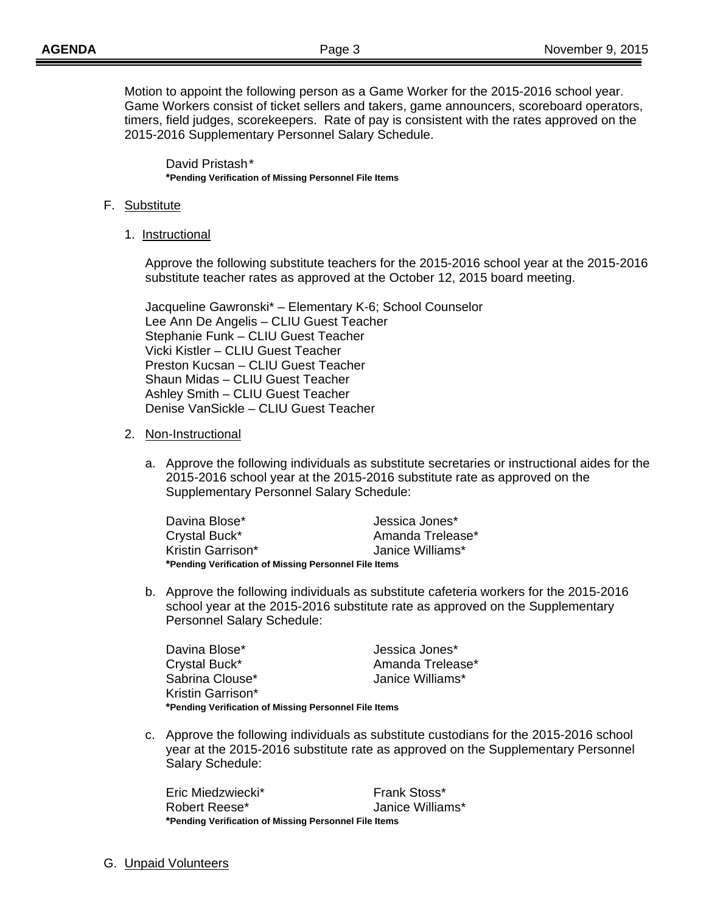Motion to appoint the following person as a Game Worker for the 2015-2016 school year. Game Workers consist of ticket sellers and takers, game announcers, scoreboard operators, timers, field judges, scorekeepers. Rate of pay is consistent with the rates approved on the 2015-2016 Supplementary Personnel Salary Schedule.

David Pristash*
**\*Pending Verification of Missing Personnel File Items**

F. Substitute

1. Instructional

Approve the following substitute teachers for the 2015-2016 school year at the 2015-2016 substitute teacher rates as approved at the October 12, 2015 board meeting.

Jacqueline Gawronski* – Elementary K-6; School Counselor
Lee Ann De Angelis – CLIU Guest Teacher
Stephanie Funk – CLIU Guest Teacher
Vicki Kistler – CLIU Guest Teacher
Preston Kucsan – CLIU Guest Teacher
Shaun Midas – CLIU Guest Teacher
Ashley Smith – CLIU Guest Teacher
Denise VanSickle – CLIU Guest Teacher

2. Non-Instructional

a. Approve the following individuals as substitute secretaries or instructional aides for the 2015-2016 school year at the 2015-2016 substitute rate as approved on the Supplementary Personnel Salary Schedule:

Davina Blose* | Jessica Jones*
Crystal Buck* | Amanda Trelease*
Kristin Garrison* | Janice Williams*

**\*Pending Verification of Missing Personnel File Items**

b. Approve the following individuals as substitute cafeteria workers for the 2015-2016 school year at the 2015-2016 substitute rate as approved on the Supplementary Personnel Salary Schedule:

Davina Blose* | Jessica Jones*
Crystal Buck* | Amanda Trelease*
Sabrina Clouse* | Janice Williams*
Kristin Garrison*

**\*Pending Verification of Missing Personnel File Items**

c. Approve the following individuals as substitute custodians for the 2015-2016 school year at the 2015-2016 substitute rate as approved on the Supplementary Personnel Salary Schedule:

Eric Miedzwiecki* | Frank Stoss*
Robert Reese* | Janice Williams*

**\*Pending Verification of Missing Personnel File Items**

G. Unpaid Volunteers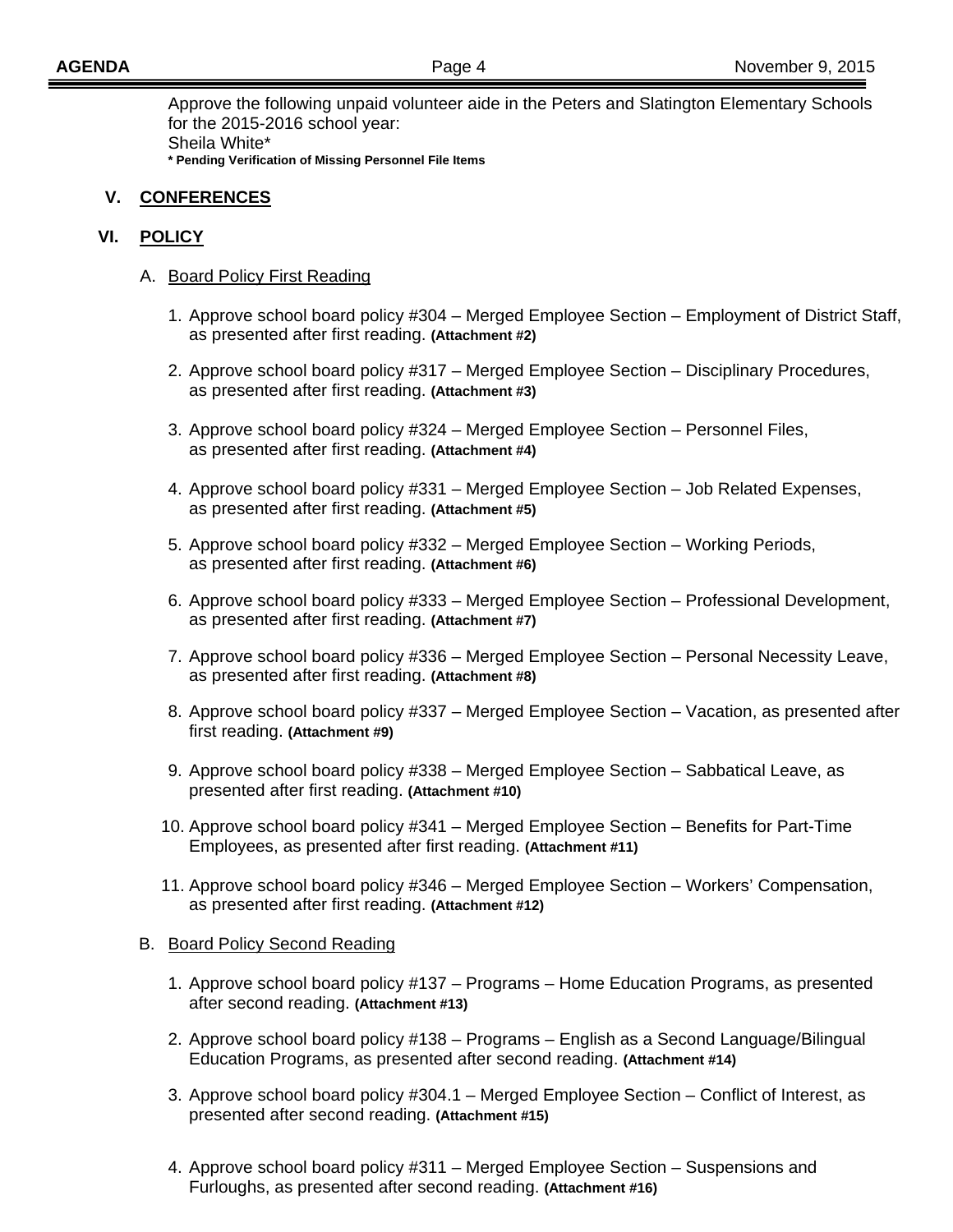Approve the following unpaid volunteer aide in the Peters and Slatington Elementary Schools for the 2015-2016 school year:
Sheila White*
**\* Pending Verification of Missing Personnel File Items**

## V. CONFERENCES

## VI. POLICY

### A. Board Policy First Reading

1. Approve school board policy #304 – Merged Employee Section – Employment of District Staff, as presented after first reading. **(Attachment #2)**

2. Approve school board policy #317 – Merged Employee Section – Disciplinary Procedures, as presented after first reading. **(Attachment #3)**

3. Approve school board policy #324 – Merged Employee Section – Personnel Files, as presented after first reading. **(Attachment #4)**

4. Approve school board policy #331 – Merged Employee Section – Job Related Expenses, as presented after first reading. **(Attachment #5)**

5. Approve school board policy #332 – Merged Employee Section – Working Periods, as presented after first reading. **(Attachment #6)**

6. Approve school board policy #333 – Merged Employee Section – Professional Development, as presented after first reading. **(Attachment #7)**

7. Approve school board policy #336 – Merged Employee Section – Personal Necessity Leave, as presented after first reading. **(Attachment #8)**

8. Approve school board policy #337 – Merged Employee Section – Vacation, as presented after first reading. **(Attachment #9)**

9. Approve school board policy #338 – Merged Employee Section – Sabbatical Leave, as presented after first reading. **(Attachment #10)**

10. Approve school board policy #341 – Merged Employee Section – Benefits for Part-Time Employees, as presented after first reading. **(Attachment #11)**

11. Approve school board policy #346 – Merged Employee Section – Workers' Compensation, as presented after first reading. **(Attachment #12)**

### B. Board Policy Second Reading

1. Approve school board policy #137 – Programs – Home Education Programs, as presented after second reading. **(Attachment #13)**

2. Approve school board policy #138 – Programs – English as a Second Language/Bilingual Education Programs, as presented after second reading. **(Attachment #14)**

3. Approve school board policy #304.1 – Merged Employee Section – Conflict of Interest, as presented after second reading. **(Attachment #15)**

4. Approve school board policy #311 – Merged Employee Section – Suspensions and Furloughs, as presented after second reading. **(Attachment #16)**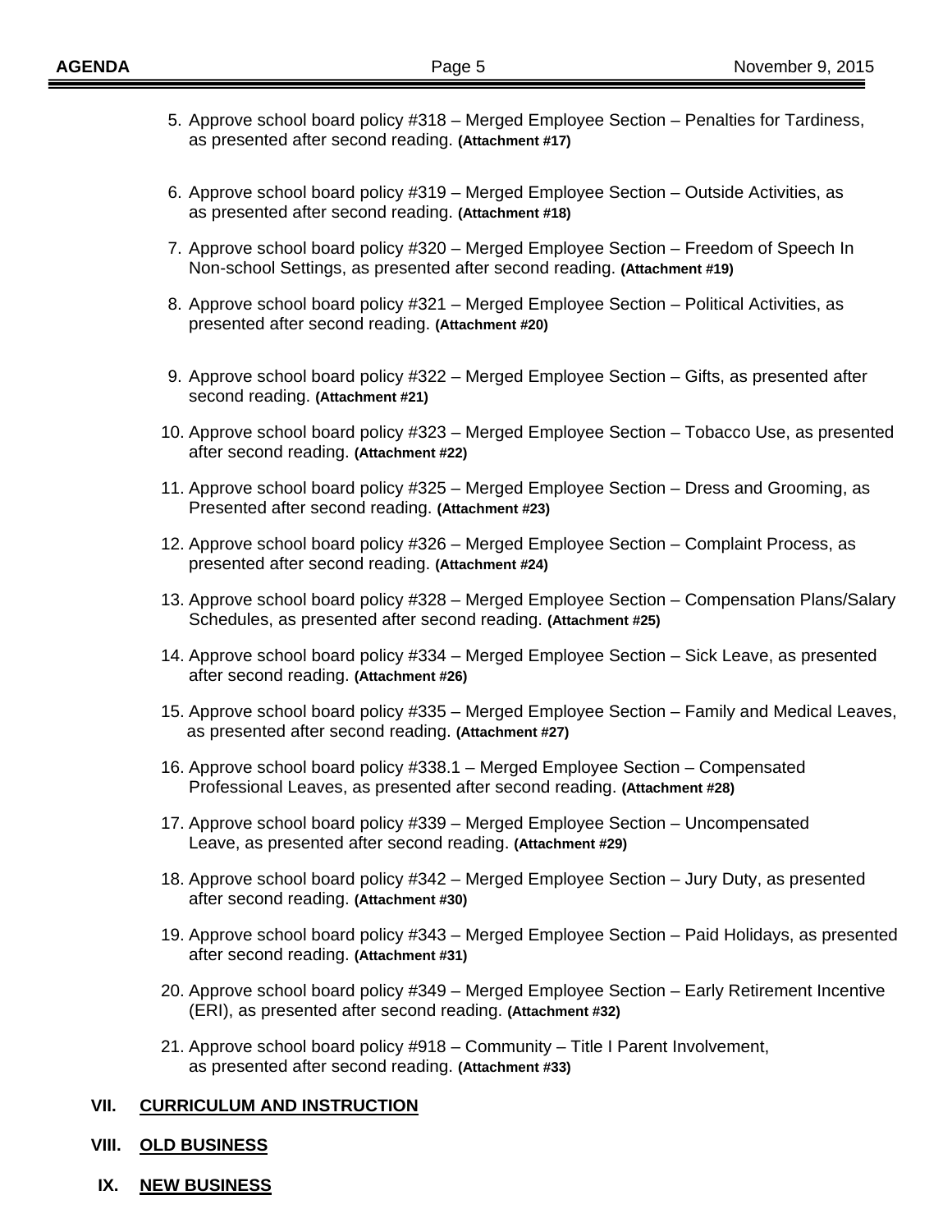5. Approve school board policy #318 – Merged Employee Section – Penalties for Tardiness, as presented after second reading. **(Attachment #17)**

6. Approve school board policy #319 – Merged Employee Section – Outside Activities, as as presented after second reading. **(Attachment #18)**

7. Approve school board policy #320 – Merged Employee Section – Freedom of Speech In Non-school Settings, as presented after second reading. **(Attachment #19)**

8. Approve school board policy #321 – Merged Employee Section – Political Activities, as presented after second reading. **(Attachment #20)**

9. Approve school board policy #322 – Merged Employee Section – Gifts, as presented after second reading. **(Attachment #21)**

10. Approve school board policy #323 – Merged Employee Section – Tobacco Use, as presented after second reading. **(Attachment #22)**

11. Approve school board policy #325 – Merged Employee Section – Dress and Grooming, as Presented after second reading. **(Attachment #23)**

12. Approve school board policy #326 – Merged Employee Section – Complaint Process, as presented after second reading. **(Attachment #24)**

13. Approve school board policy #328 – Merged Employee Section – Compensation Plans/Salary Schedules, as presented after second reading. **(Attachment #25)**

14. Approve school board policy #334 – Merged Employee Section – Sick Leave, as presented after second reading. **(Attachment #26)**

15. Approve school board policy #335 – Merged Employee Section – Family and Medical Leaves, as presented after second reading. **(Attachment #27)**

16. Approve school board policy #338.1 – Merged Employee Section – Compensated Professional Leaves, as presented after second reading. **(Attachment #28)**

17. Approve school board policy #339 – Merged Employee Section – Uncompensated Leave, as presented after second reading. **(Attachment #29)**

18. Approve school board policy #342 – Merged Employee Section – Jury Duty, as presented after second reading. **(Attachment #30)**

19. Approve school board policy #343 – Merged Employee Section – Paid Holidays, as presented after second reading. **(Attachment #31)**

20. Approve school board policy #349 – Merged Employee Section – Early Retirement Incentive (ERI), as presented after second reading. **(Attachment #32)**

21. Approve school board policy #918 – Community – Title I Parent Involvement, as presented after second reading. **(Attachment #33)**

## VII. CURRICULUM AND INSTRUCTION

## VIII. OLD BUSINESS

## IX. NEW BUSINESS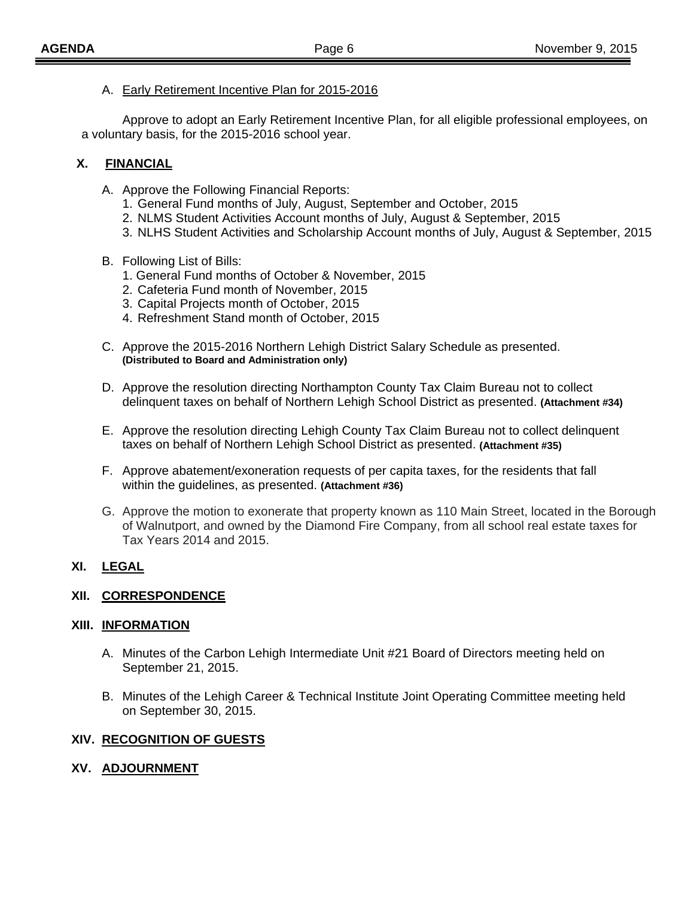A. Early Retirement Incentive Plan for 2015-2016

Approve to adopt an Early Retirement Incentive Plan, for all eligible professional employees, on a voluntary basis, for the 2015-2016 school year.

## X. FINANCIAL

A. Approve the Following Financial Reports:
   1. General Fund months of July, August, September and October, 2015
   2. NLMS Student Activities Account months of July, August & September, 2015
   3. NLHS Student Activities and Scholarship Account months of July, August & September, 2015

B. Following List of Bills:
   1. General Fund months of October & November, 2015
   2. Cafeteria Fund month of November, 2015
   3. Capital Projects month of October, 2015
   4. Refreshment Stand month of October, 2015

C. Approve the 2015-2016 Northern Lehigh District Salary Schedule as presented. **(Distributed to Board and Administration only)**

D. Approve the resolution directing Northampton County Tax Claim Bureau not to collect delinquent taxes on behalf of Northern Lehigh School District as presented. **(Attachment #34)**

E. Approve the resolution directing Lehigh County Tax Claim Bureau not to collect delinquent taxes on behalf of Northern Lehigh School District as presented. **(Attachment #35)**

F. Approve abatement/exoneration requests of per capita taxes, for the residents that fall within the guidelines, as presented. **(Attachment #36)**

G. Approve the motion to exonerate that property known as 110 Main Street, located in the Borough of Walnutport, and owned by the Diamond Fire Company, from all school real estate taxes for Tax Years 2014 and 2015.

## XI. LEGAL

## XII. CORRESPONDENCE

## XIII. INFORMATION

A. Minutes of the Carbon Lehigh Intermediate Unit #21 Board of Directors meeting held on September 21, 2015.

B. Minutes of the Lehigh Career & Technical Institute Joint Operating Committee meeting held on September 30, 2015.

## XIV. RECOGNITION OF GUESTS

## XV. ADJOURNMENT